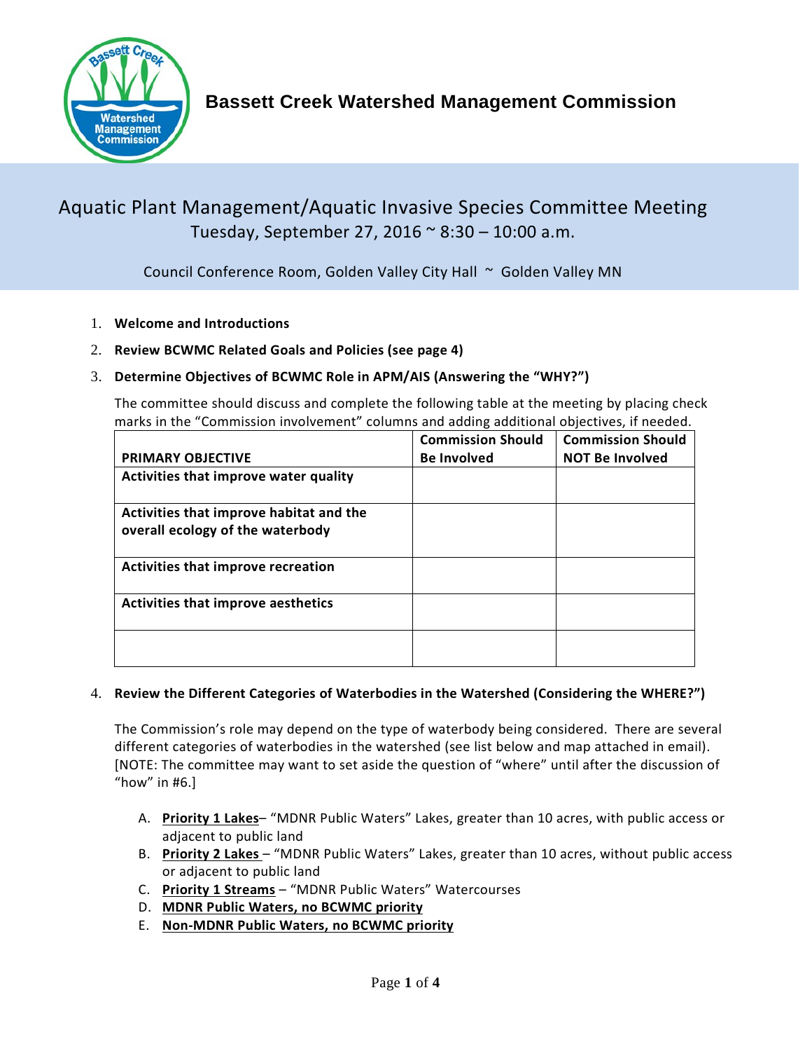# Bassett Creek Watershed Management Commission

## Aquatic Plant Management/Aquatic Invasive Species Committee Meeting

Tuesday, September 27, 2016 ~ 8:30 – 10:00 a.m.

Council Conference Room, Golden Valley City Hall ~ Golden Valley MN

1. **Welcome and Introductions**
2. **Review BCWMC Related Goals and Policies (see page 4)**
3. **Determine Objectives of BCWMC Role in APM/AIS (Answering the "WHY?")**

   The committee should discuss and complete the following table at the meeting by placing check marks in the "Commission involvement" columns and adding additional objectives, if needed.

   | PRIMARY OBJECTIVE | Commission Should Be Involved | Commission Should NOT Be Involved |
   |---|---|---|
   | **Activities that improve water quality** | | |
   | **Activities that improve habitat and the overall ecology of the waterbody** | | |
   | **Activities that improve recreation** | | |
   | **Activities that improve aesthetics** | | |
   | | | |

4. **Review the Different Categories of Waterbodies in the Watershed (Considering the WHERE?")**

   The Commission's role may depend on the type of waterbody being considered. There are several different categories of waterbodies in the watershed (see list below and map attached in email). [NOTE: The committee may want to set aside the question of "where" until after the discussion of "how" in #6.]

   A. **Priority 1 Lakes**– "MDNR Public Waters" Lakes, greater than 10 acres, with public access or adjacent to public land
   B. **Priority 2 Lakes** – "MDNR Public Waters" Lakes, greater than 10 acres, without public access or adjacent to public land
   C. **Priority 1 Streams** – "MDNR Public Waters" Watercourses
   D. **MDNR Public Waters, no BCWMC priority**
   E. **Non-MDNR Public Waters, no BCWMC priority**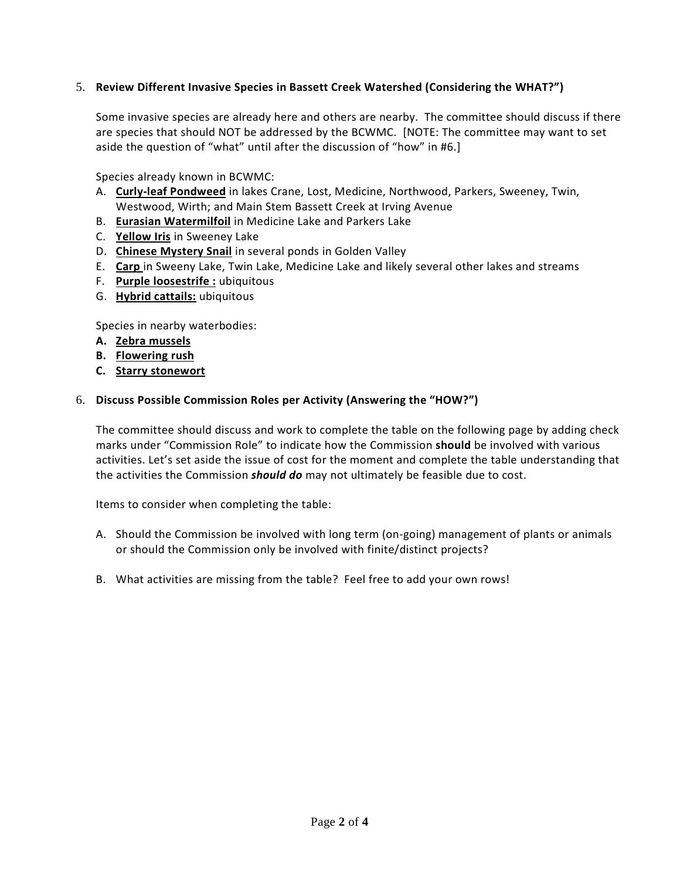5. **Review Different Invasive Species in Bassett Creek Watershed (Considering the WHAT?")**

   Some invasive species are already here and others are nearby. The committee should discuss if there are species that should NOT be addressed by the BCWMC. [NOTE: The committee may want to set aside the question of "what" until after the discussion of "how" in #6.]

   Species already known in BCWMC:

   A. **Curly-leaf Pondweed** in lakes Crane, Lost, Medicine, Northwood, Parkers, Sweeney, Twin, Westwood, Wirth; and Main Stem Bassett Creek at Irving Avenue
   B. **Eurasian Watermilfoil** in Medicine Lake and Parkers Lake
   C. **Yellow Iris** in Sweeney Lake
   D. **Chinese Mystery Snail** in several ponds in Golden Valley
   E. **Carp** in Sweeny Lake, Twin Lake, Medicine Lake and likely several other lakes and streams
   F. **Purple loosestrife :** ubiquitous
   G. **Hybrid cattails:** ubiquitous

   Species in nearby waterbodies:

   **A. Zebra mussels**
   **B. Flowering rush**
   **C. Starry stonewort**

6. **Discuss Possible Commission Roles per Activity (Answering the "HOW?")**

   The committee should discuss and work to complete the table on the following page by adding check marks under "Commission Role" to indicate how the Commission **should** be involved with various activities. Let's set aside the issue of cost for the moment and complete the table understanding that the activities the Commission ***should do*** may not ultimately be feasible due to cost.

   Items to consider when completing the table:

   A. Should the Commission be involved with long term (on-going) management of plants or animals or should the Commission only be involved with finite/distinct projects?

   B. What activities are missing from the table? Feel free to add your own rows!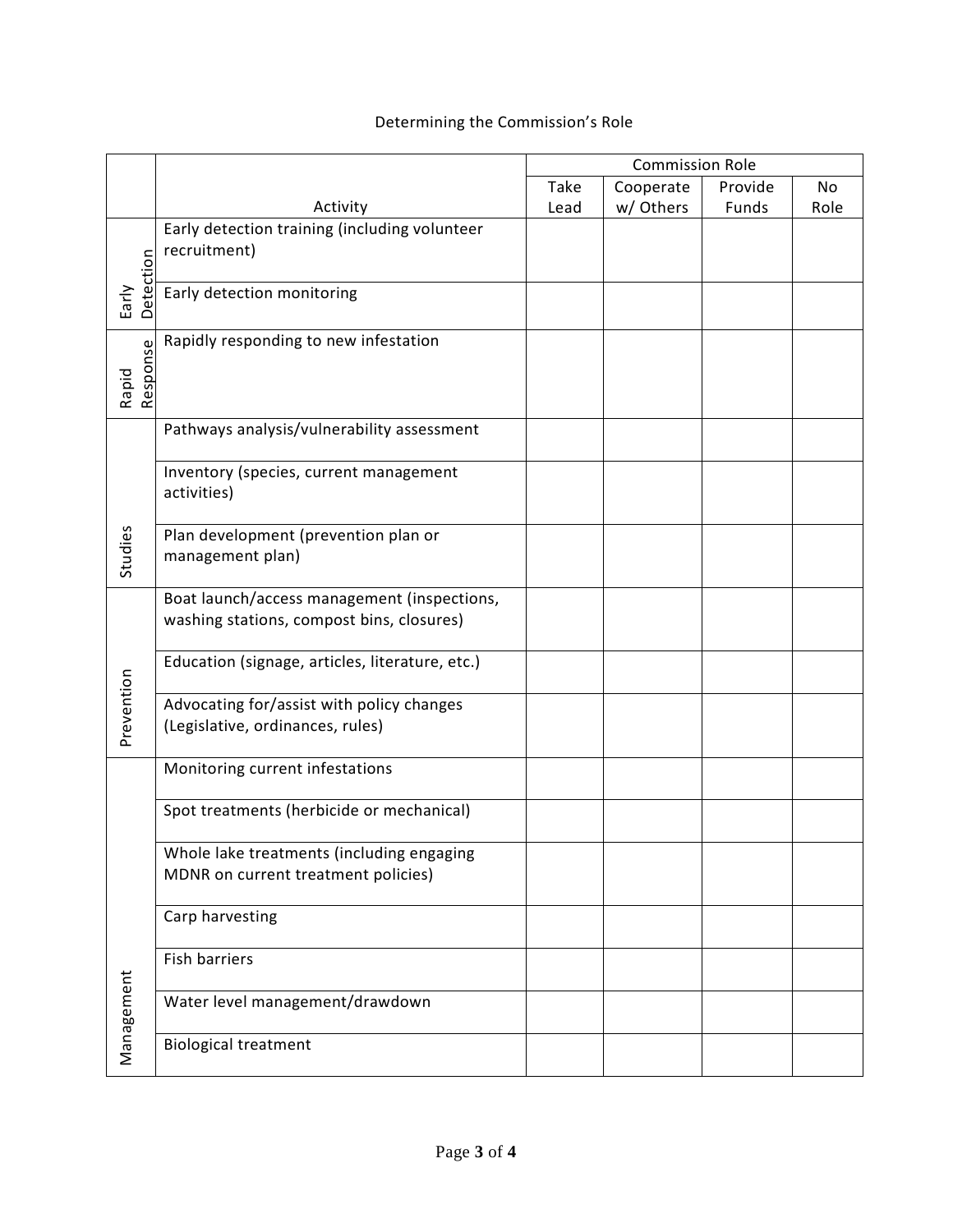Determining the Commission's Role

| | Activity | Commission Role | | | |
|---|---|---|---|---|---|
| | | Take Lead | Cooperate w/ Others | Provide Funds | No Role |
| Early Detection | Early detection training (including volunteer recruitment) | | | | |
| | Early detection monitoring | | | | |
| Rapid Response | Rapidly responding to new infestation | | | | |
| Studies | Pathways analysis/vulnerability assessment | | | | |
| | Inventory (species, current management activities) | | | | |
| | Plan development (prevention plan or management plan) | | | | |
| Prevention | Boat launch/access management (inspections, washing stations, compost bins, closures) | | | | |
| | Education (signage, articles, literature, etc.) | | | | |
| | Advocating for/assist with policy changes (Legislative, ordinances, rules) | | | | |
| Management | Monitoring current infestations | | | | |
| | Spot treatments (herbicide or mechanical) | | | | |
| | Whole lake treatments (including engaging MDNR on current treatment policies) | | | | |
| | Carp harvesting | | | | |
| | Fish barriers | | | | |
| | Water level management/drawdown | | | | |
| | Biological treatment | | | | |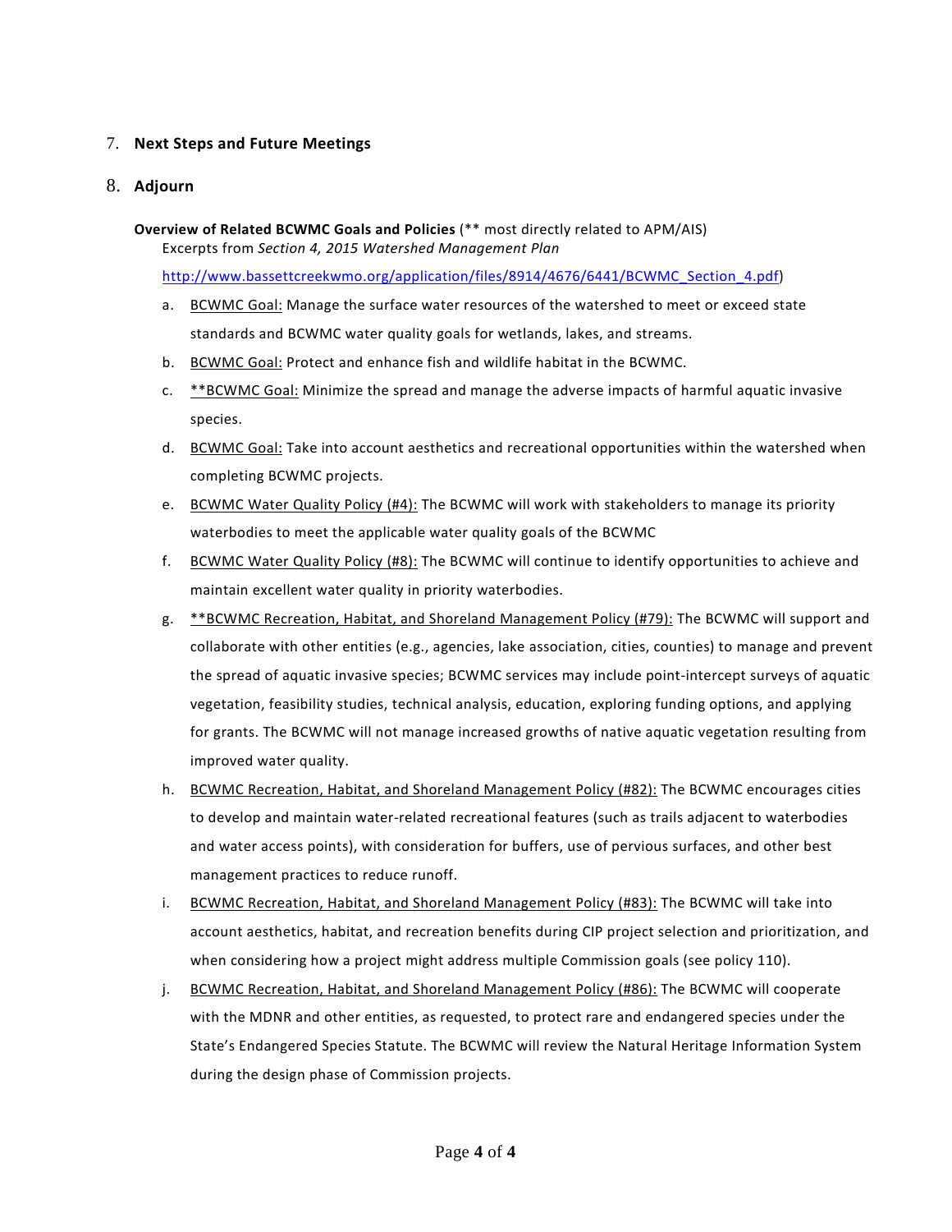7. **Next Steps and Future Meetings**

8. **Adjourn**

**Overview of Related BCWMC Goals and Policies** (** most directly related to APM/AIS)
Excerpts from *Section 4, 2015 Watershed Management Plan*

http://www.bassettcreekwmo.org/application/files/8914/4676/6441/BCWMC_Section_4.pdf)

a. BCWMC Goal: Manage the surface water resources of the watershed to meet or exceed state standards and BCWMC water quality goals for wetlands, lakes, and streams.

b. BCWMC Goal: Protect and enhance fish and wildlife habitat in the BCWMC.

c. **BCWMC Goal: Minimize the spread and manage the adverse impacts of harmful aquatic invasive species.

d. BCWMC Goal: Take into account aesthetics and recreational opportunities within the watershed when completing BCWMC projects.

e. BCWMC Water Quality Policy (#4): The BCWMC will work with stakeholders to manage its priority waterbodies to meet the applicable water quality goals of the BCWMC

f. BCWMC Water Quality Policy (#8): The BCWMC will continue to identify opportunities to achieve and maintain excellent water quality in priority waterbodies.

g. **BCWMC Recreation, Habitat, and Shoreland Management Policy (#79): The BCWMC will support and collaborate with other entities (e.g., agencies, lake association, cities, counties) to manage and prevent the spread of aquatic invasive species; BCWMC services may include point-intercept surveys of aquatic vegetation, feasibility studies, technical analysis, education, exploring funding options, and applying for grants. The BCWMC will not manage increased growths of native aquatic vegetation resulting from improved water quality.

h. BCWMC Recreation, Habitat, and Shoreland Management Policy (#82): The BCWMC encourages cities to develop and maintain water-related recreational features (such as trails adjacent to waterbodies and water access points), with consideration for buffers, use of pervious surfaces, and other best management practices to reduce runoff.

i. BCWMC Recreation, Habitat, and Shoreland Management Policy (#83): The BCWMC will take into account aesthetics, habitat, and recreation benefits during CIP project selection and prioritization, and when considering how a project might address multiple Commission goals (see policy 110).

j. BCWMC Recreation, Habitat, and Shoreland Management Policy (#86): The BCWMC will cooperate with the MDNR and other entities, as requested, to protect rare and endangered species under the State's Endangered Species Statute. The BCWMC will review the Natural Heritage Information System during the design phase of Commission projects.